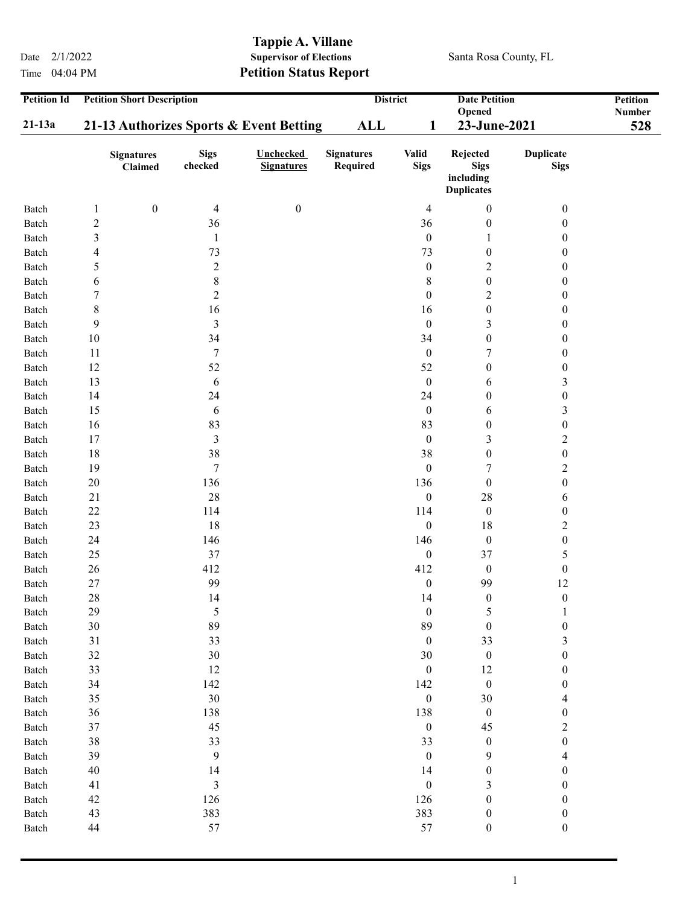**Tappie A. Villane**
**Supervisor of Elections**
**Petition Status Report**

Date 2/1/2022
Time 04:04 PM

Santa Rosa County, FL

| Petition Id | Petition Short Description | District | | Date Petition Opened | Petition Number |
|---|---|---|---|---|---|
| **21-13a** | **21-13 Authorizes Sports & Event Betting** | **ALL** | **1** | **23-June-2021** | **528** |

| | | Signatures Claimed | Sigs checked | Unchecked Signatures | Signatures Required | Valid Sigs | Rejected Sigs including Duplicates | Duplicate Sigs |
|---|---|---|---|---|---|---|---|---|
| Batch | 1 | 0 | 4 | 0 | | 4 | 0 | 0 |
| Batch | 2 | | 36 | | | 36 | 0 | 0 |
| Batch | 3 | | 1 | | | 0 | 1 | 0 |
| Batch | 4 | | 73 | | | 73 | 0 | 0 |
| Batch | 5 | | 2 | | | 0 | 2 | 0 |
| Batch | 6 | | 8 | | | 8 | 0 | 0 |
| Batch | 7 | | 2 | | | 0 | 2 | 0 |
| Batch | 8 | | 16 | | | 16 | 0 | 0 |
| Batch | 9 | | 3 | | | 0 | 3 | 0 |
| Batch | 10 | | 34 | | | 34 | 0 | 0 |
| Batch | 11 | | 7 | | | 0 | 7 | 0 |
| Batch | 12 | | 52 | | | 52 | 0 | 0 |
| Batch | 13 | | 6 | | | 0 | 6 | 3 |
| Batch | 14 | | 24 | | | 24 | 0 | 0 |
| Batch | 15 | | 6 | | | 0 | 6 | 3 |
| Batch | 16 | | 83 | | | 83 | 0 | 0 |
| Batch | 17 | | 3 | | | 0 | 3 | 2 |
| Batch | 18 | | 38 | | | 38 | 0 | 0 |
| Batch | 19 | | 7 | | | 0 | 7 | 2 |
| Batch | 20 | | 136 | | | 136 | 0 | 0 |
| Batch | 21 | | 28 | | | 0 | 28 | 6 |
| Batch | 22 | | 114 | | | 114 | 0 | 0 |
| Batch | 23 | | 18 | | | 0 | 18 | 2 |
| Batch | 24 | | 146 | | | 146 | 0 | 0 |
| Batch | 25 | | 37 | | | 0 | 37 | 5 |
| Batch | 26 | | 412 | | | 412 | 0 | 0 |
| Batch | 27 | | 99 | | | 0 | 99 | 12 |
| Batch | 28 | | 14 | | | 14 | 0 | 0 |
| Batch | 29 | | 5 | | | 0 | 5 | 1 |
| Batch | 30 | | 89 | | | 89 | 0 | 0 |
| Batch | 31 | | 33 | | | 0 | 33 | 3 |
| Batch | 32 | | 30 | | | 30 | 0 | 0 |
| Batch | 33 | | 12 | | | 0 | 12 | 0 |
| Batch | 34 | | 142 | | | 142 | 0 | 0 |
| Batch | 35 | | 30 | | | 0 | 30 | 4 |
| Batch | 36 | | 138 | | | 138 | 0 | 0 |
| Batch | 37 | | 45 | | | 0 | 45 | 2 |
| Batch | 38 | | 33 | | | 33 | 0 | 0 |
| Batch | 39 | | 9 | | | 0 | 9 | 4 |
| Batch | 40 | | 14 | | | 14 | 0 | 0 |
| Batch | 41 | | 3 | | | 0 | 3 | 0 |
| Batch | 42 | | 126 | | | 126 | 0 | 0 |
| Batch | 43 | | 383 | | | 383 | 0 | 0 |
| Batch | 44 | | 57 | | | 57 | 0 | 0 |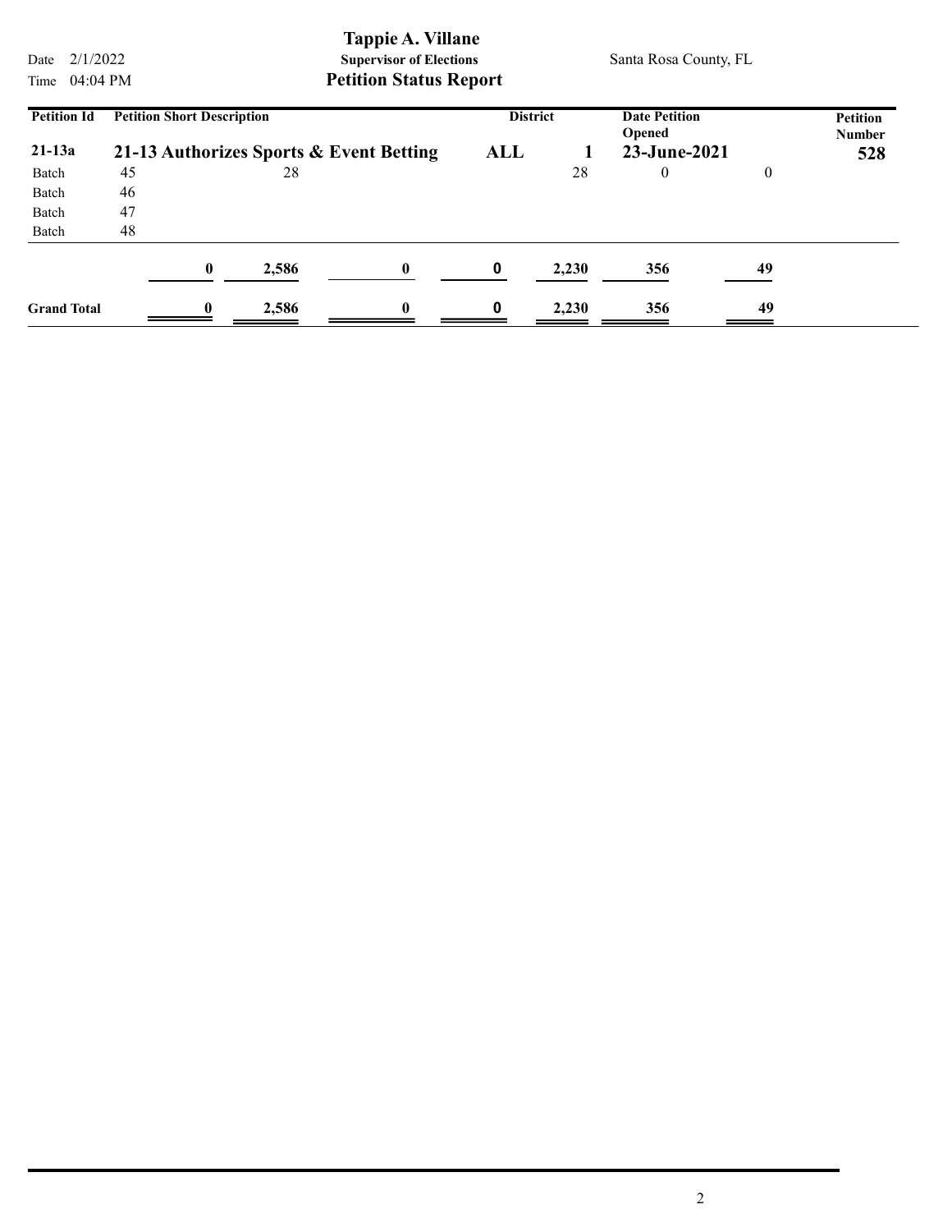**Tappie A. Villane**
**Supervisor of Elections**
**Petition Status Report**

Date 2/1/2022
Time 04:04 PM

Santa Rosa County, FL

| Petition Id | Petition Short Description | | | District | | Date Petition Opened | | Petition Number |
|---|---|---|---|---|---|---|---|---|
| **21-13a** | **21-13 Authorizes Sports & Event Betting** | | | **ALL** | **1** | **23-June-2021** | | **528** |
| Batch | 45 | 28 | | | 28 | 0 | 0 | |
| Batch | 46 | | | | | | | |
| Batch | 47 | | | | | | | |
| Batch | 48 | | | | | | | |
| | **0** | **2,586** | **0** | **0** | **2,230** | **356** | **49** | |
| **Grand Total** | **0** | **2,586** | **0** | **0** | **2,230** | **356** | **49** | |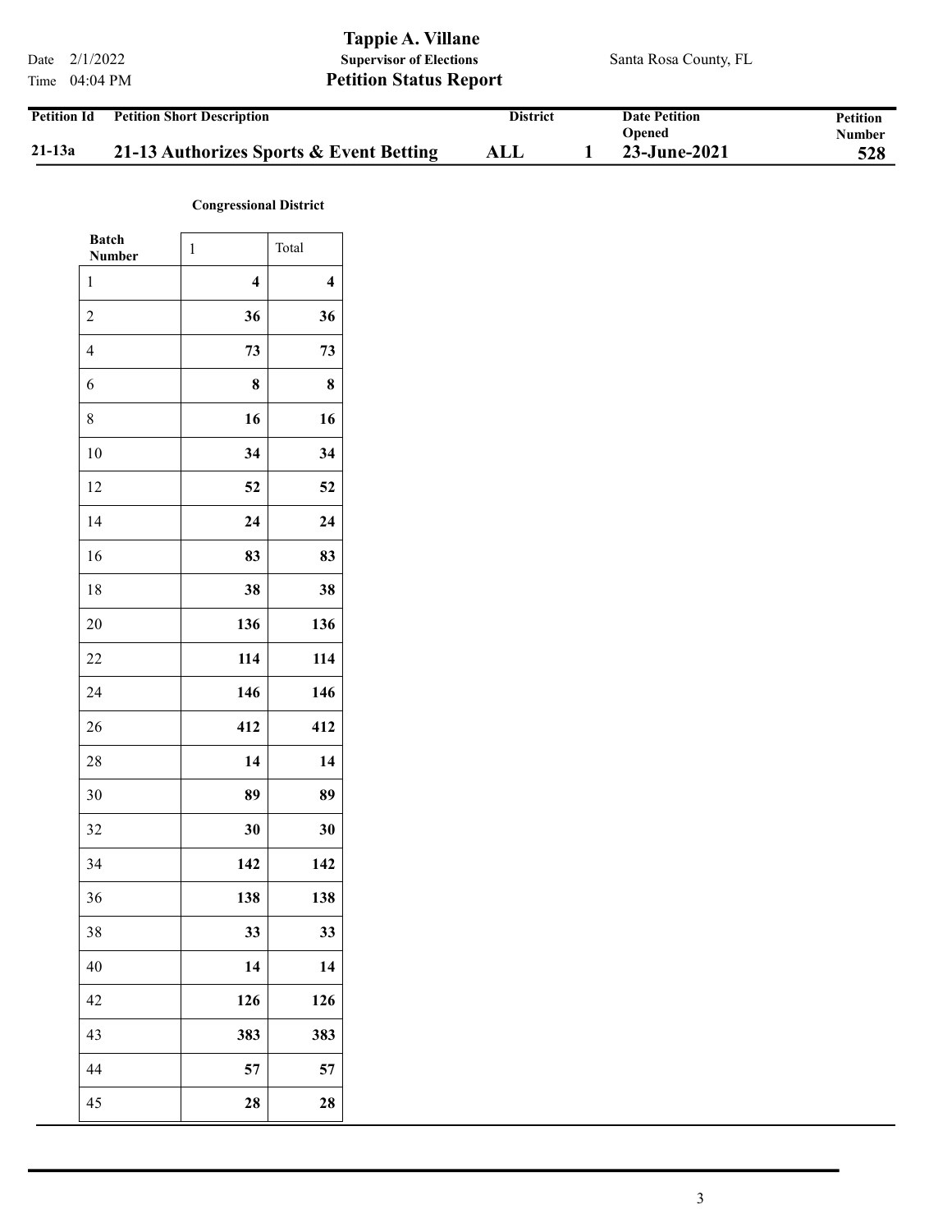Date 2/1/2022
Time 04:04 PM

**Tappie A. Villane**
**Supervisor of Elections**
**Petition Status Report**

Santa Rosa County, FL

| Petition Id | Petition Short Description | District | | Date Petition Opened | Petition Number |
|---|---|---|---|---|---|
| **21-13a** | **21-13 Authorizes Sports & Event Betting** | **ALL** | **1** | **23-June-2021** | **528** |

**Congressional District**

| Batch Number | 1 | Total |
|---|---|---|
| 1 | **4** | **4** |
| 2 | **36** | **36** |
| 4 | **73** | **73** |
| 6 | **8** | **8** |
| 8 | **16** | **16** |
| 10 | **34** | **34** |
| 12 | **52** | **52** |
| 14 | **24** | **24** |
| 16 | **83** | **83** |
| 18 | **38** | **38** |
| 20 | **136** | **136** |
| 22 | **114** | **114** |
| 24 | **146** | **146** |
| 26 | **412** | **412** |
| 28 | **14** | **14** |
| 30 | **89** | **89** |
| 32 | **30** | **30** |
| 34 | **142** | **142** |
| 36 | **138** | **138** |
| 38 | **33** | **33** |
| 40 | **14** | **14** |
| 42 | **126** | **126** |
| 43 | **383** | **383** |
| 44 | **57** | **57** |
| 45 | **28** | **28** |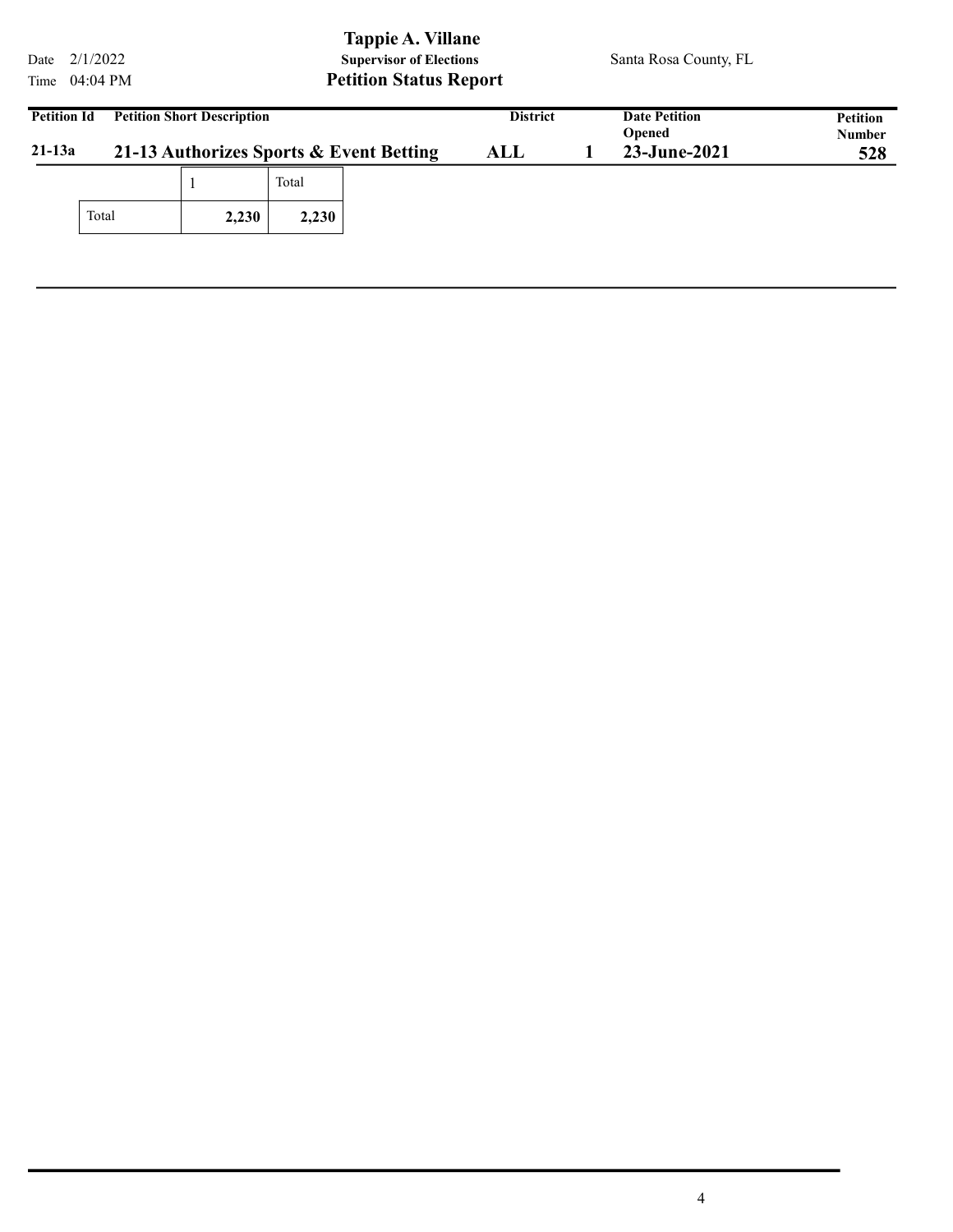# Tappie A. Villane

**Supervisor of Elections**

## Petition Status Report

Date 2/1/2022
Time 04:04 PM

Santa Rosa County, FL

| Petition Id | Petition Short Description | District | | Date Petition Opened | Petition Number |
|---|---|---|---|---|---|
| **21-13a** | **21-13 Authorizes Sports & Event Betting** | **ALL** | **1** | **23-June-2021** | **528** |

| | 1 | Total |
|---|---|---|
| Total | **2,230** | **2,230** |